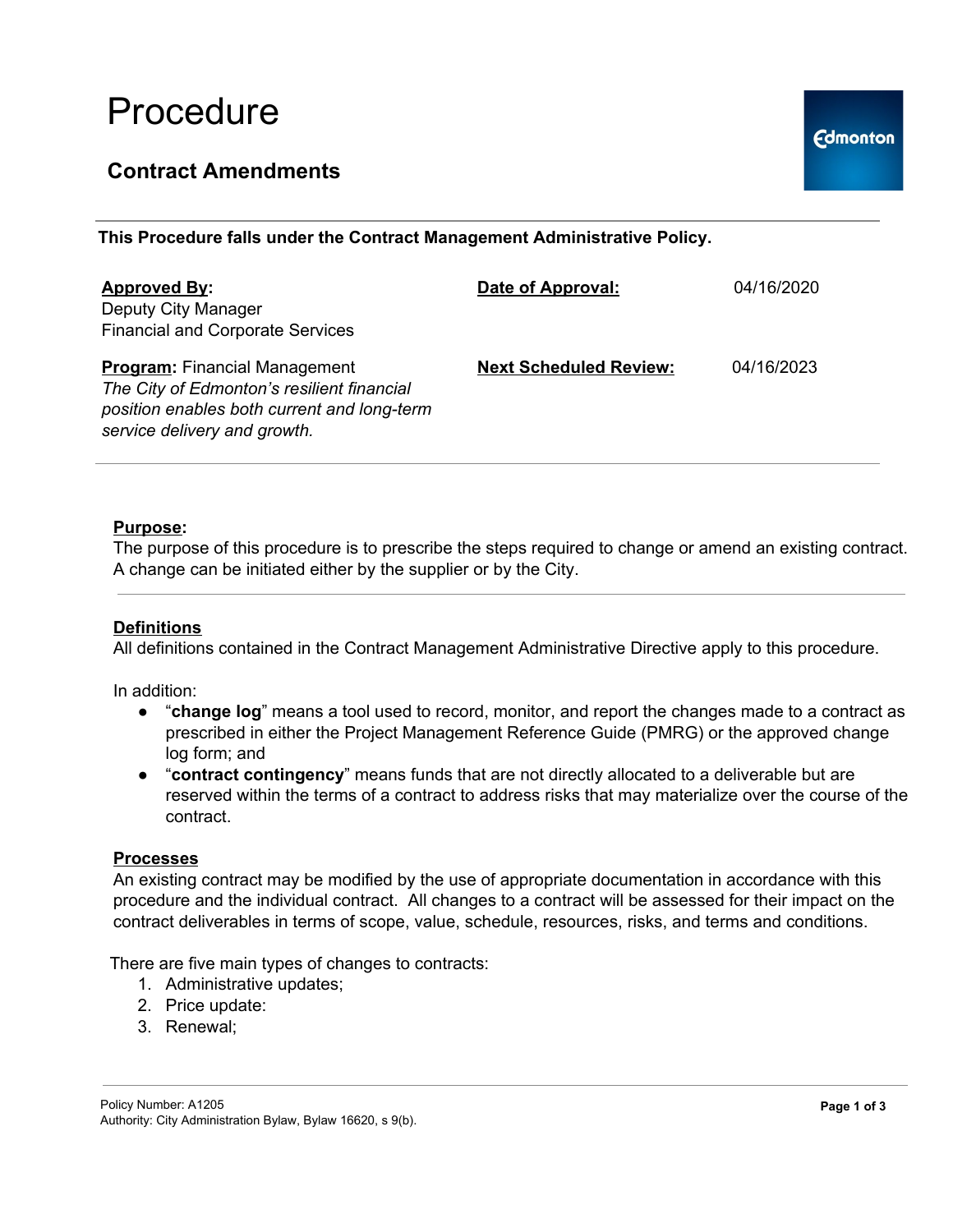# Procedure

## Contract Amendments

**This Procedure falls under the Contract Management Administrative Policy.**

| | | |
|---|---|---|
| **Approved By:** Deputy City Manager Financial and Corporate Services | **Date of Approval:** | 04/16/2020 |
| **Program:** Financial Management *The City of Edmonton's resilient financial position enables both current and long-term service delivery and growth.* | **Next Scheduled Review:** | 04/16/2023 |

**Purpose:**
The purpose of this procedure is to prescribe the steps required to change or amend an existing contract. A change can be initiated either by the supplier or by the City.

**Definitions**
All definitions contained in the Contract Management Administrative Directive apply to this procedure.

In addition:

- "**change log**" means a tool used to record, monitor, and report the changes made to a contract as prescribed in either the Project Management Reference Guide (PMRG) or the approved change log form; and
- "**contract contingency**" means funds that are not directly allocated to a deliverable but are reserved within the terms of a contract to address risks that may materialize over the course of the contract.

**Processes**
An existing contract may be modified by the use of appropriate documentation in accordance with this procedure and the individual contract. All changes to a contract will be assessed for their impact on the contract deliverables in terms of scope, value, schedule, resources, risks, and terms and conditions.

There are five main types of changes to contracts:

1. Administrative updates;
2. Price update:
3. Renewal;

Policy Number: A1205
Authority: City Administration Bylaw, Bylaw 16620, s 9(b).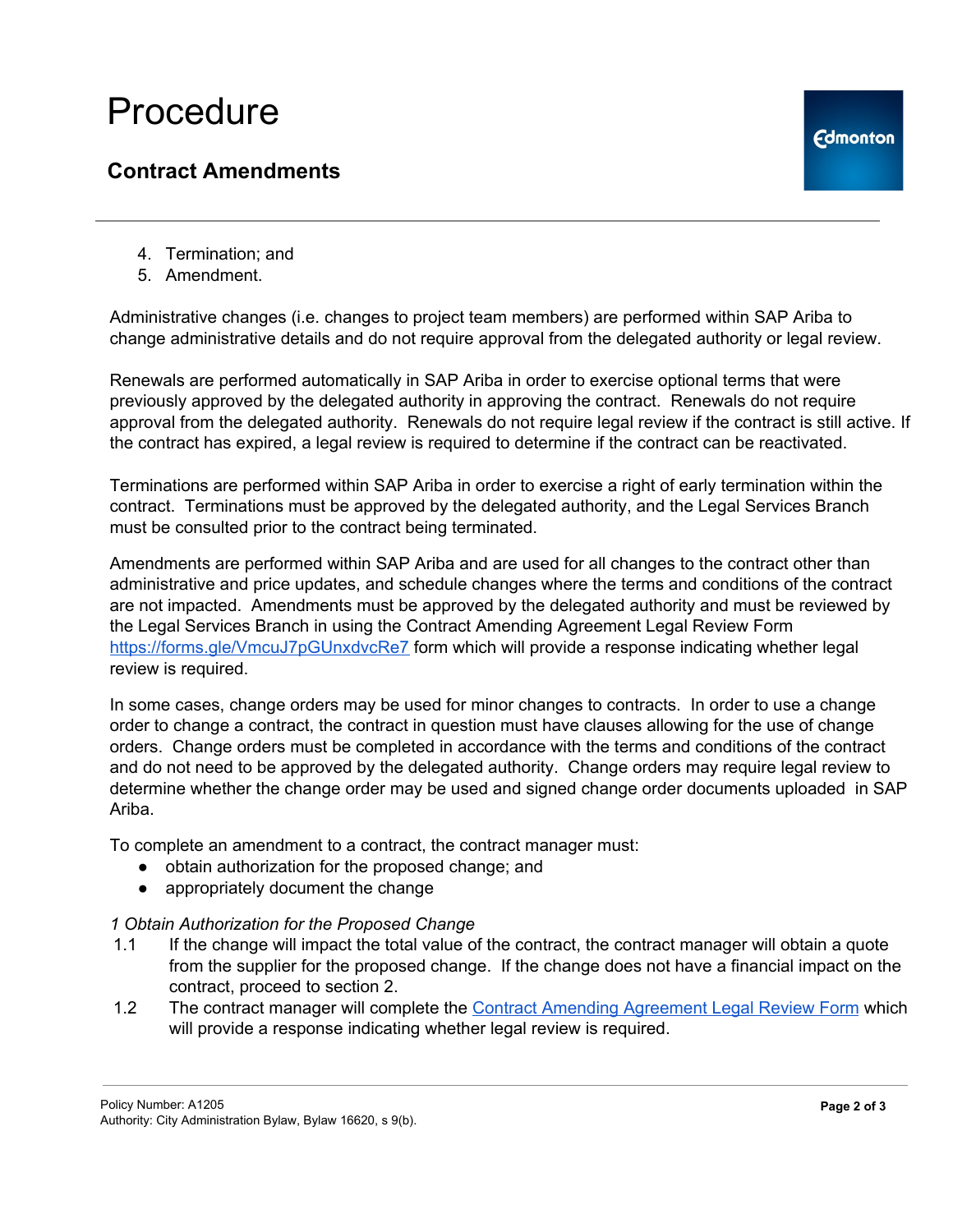4. Termination; and
5. Amendment.

Administrative changes (i.e. changes to project team members) are performed within SAP Ariba to change administrative details and do not require approval from the delegated authority or legal review.

Renewals are performed automatically in SAP Ariba in order to exercise optional terms that were previously approved by the delegated authority in approving the contract. Renewals do not require approval from the delegated authority. Renewals do not require legal review if the contract is still active. If the contract has expired, a legal review is required to determine if the contract can be reactivated.

Terminations are performed within SAP Ariba in order to exercise a right of early termination within the contract. Terminations must be approved by the delegated authority, and the Legal Services Branch must be consulted prior to the contract being terminated.

Amendments are performed within SAP Ariba and are used for all changes to the contract other than administrative and price updates, and schedule changes where the terms and conditions of the contract are not impacted. Amendments must be approved by the delegated authority and must be reviewed by the Legal Services Branch in using the Contract Amending Agreement Legal Review Form https://forms.gle/VmcuJ7pGUnxdvcRe7 form which will provide a response indicating whether legal review is required.

In some cases, change orders may be used for minor changes to contracts. In order to use a change order to change a contract, the contract in question must have clauses allowing for the use of change orders. Change orders must be completed in accordance with the terms and conditions of the contract and do not need to be approved by the delegated authority. Change orders may require legal review to determine whether the change order may be used and signed change order documents uploaded in SAP Ariba.

To complete an amendment to a contract, the contract manager must:

- obtain authorization for the proposed change; and
- appropriately document the change

*1 Obtain Authorization for the Proposed Change*

1.1 If the change will impact the total value of the contract, the contract manager will obtain a quote from the supplier for the proposed change. If the change does not have a financial impact on the contract, proceed to section 2.

1.2 The contract manager will complete the Contract Amending Agreement Legal Review Form which will provide a response indicating whether legal review is required.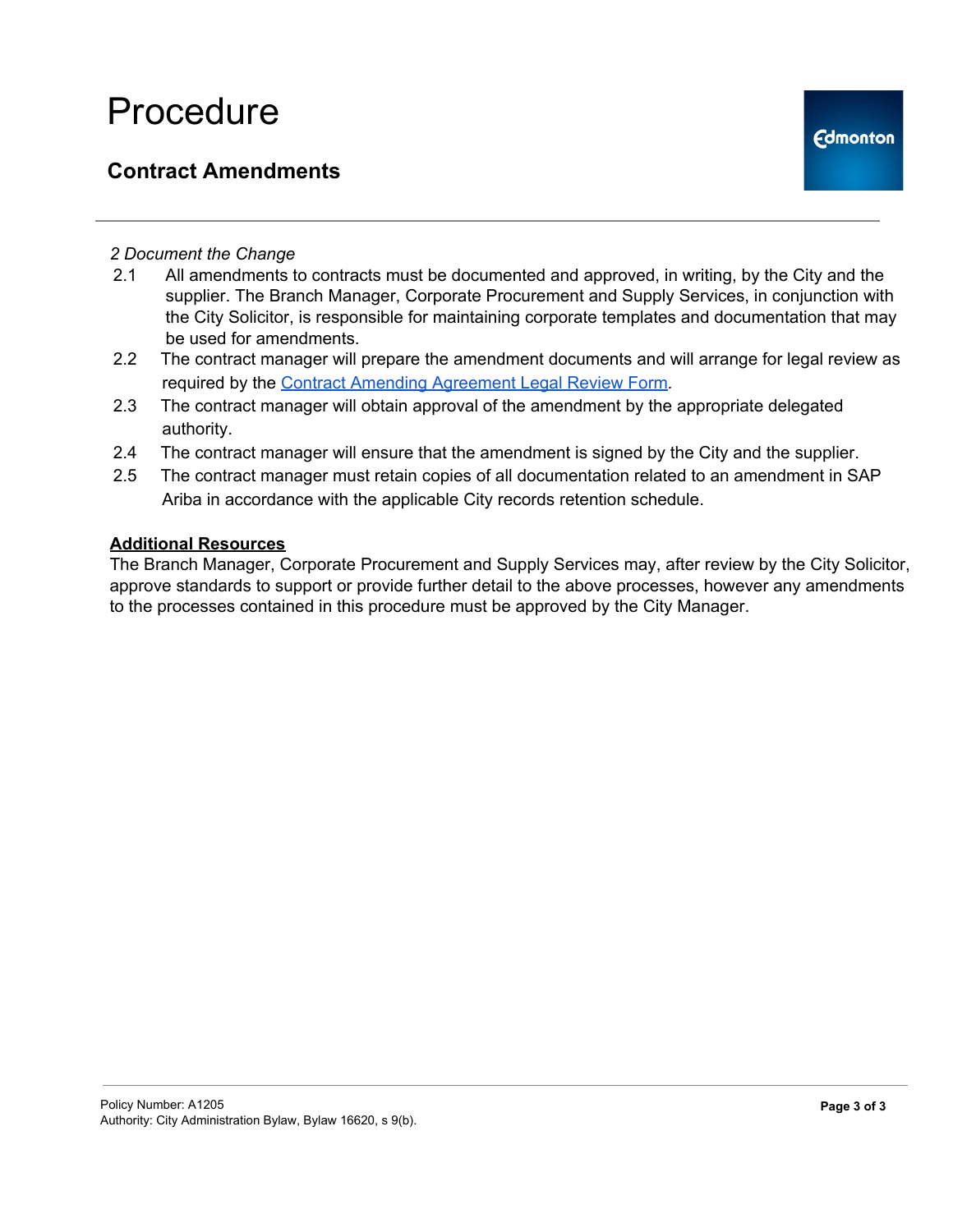*2 Document the Change*

2.1 All amendments to contracts must be documented and approved, in writing, by the City and the supplier. The Branch Manager, Corporate Procurement and Supply Services, in conjunction with the City Solicitor, is responsible for maintaining corporate templates and documentation that may be used for amendments.

2.2 The contract manager will prepare the amendment documents and will arrange for legal review as required by the Contract Amending Agreement Legal Review Form.

2.3 The contract manager will obtain approval of the amendment by the appropriate delegated authority.

2.4 The contract manager will ensure that the amendment is signed by the City and the supplier.

2.5 The contract manager must retain copies of all documentation related to an amendment in SAP Ariba in accordance with the applicable City records retention schedule.

**Additional Resources**

The Branch Manager, Corporate Procurement and Supply Services may, after review by the City Solicitor, approve standards to support or provide further detail to the above processes, however any amendments to the processes contained in this procedure must be approved by the City Manager.